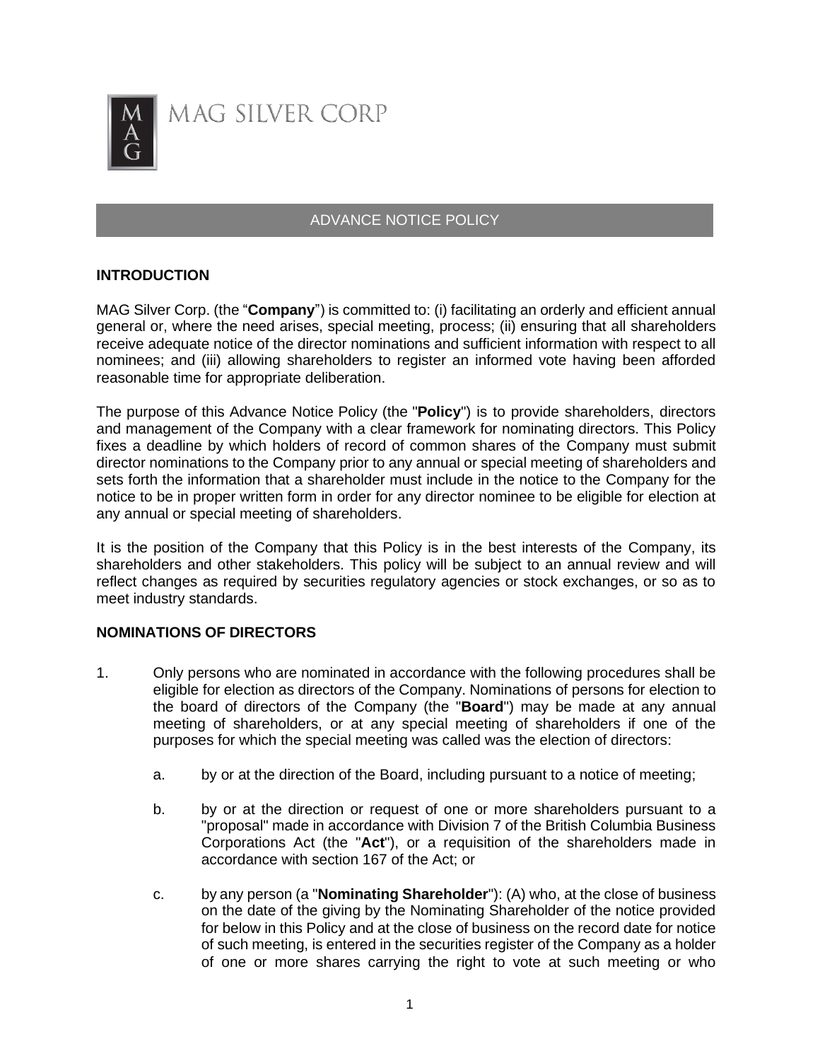MAG SILVER CORP

# ADVANCE NOTICE POLICY

## INTRODUCTION

MAG Silver Corp. (the "**Company**") is committed to: (i) facilitating an orderly and efficient annual general or, where the need arises, special meeting, process; (ii) ensuring that all shareholders receive adequate notice of the director nominations and sufficient information with respect to all nominees; and (iii) allowing shareholders to register an informed vote having been afforded reasonable time for appropriate deliberation.

The purpose of this Advance Notice Policy (the "**Policy**") is to provide shareholders, directors and management of the Company with a clear framework for nominating directors. This Policy fixes a deadline by which holders of record of common shares of the Company must submit director nominations to the Company prior to any annual or special meeting of shareholders and sets forth the information that a shareholder must include in the notice to the Company for the notice to be in proper written form in order for any director nominee to be eligible for election at any annual or special meeting of shareholders.

It is the position of the Company that this Policy is in the best interests of the Company, its shareholders and other stakeholders. This policy will be subject to an annual review and will reflect changes as required by securities regulatory agencies or stock exchanges, or so as to meet industry standards.

## NOMINATIONS OF DIRECTORS

1. Only persons who are nominated in accordance with the following procedures shall be eligible for election as directors of the Company. Nominations of persons for election to the board of directors of the Company (the "**Board**") may be made at any annual meeting of shareholders, or at any special meeting of shareholders if one of the purposes for which the special meeting was called was the election of directors:

   a. by or at the direction of the Board, including pursuant to a notice of meeting;

   b. by or at the direction or request of one or more shareholders pursuant to a "proposal" made in accordance with Division 7 of the British Columbia Business Corporations Act (the "**Act**"), or a requisition of the shareholders made in accordance with section 167 of the Act; or

   c. by any person (a "**Nominating Shareholder**"): (A) who, at the close of business on the date of the giving by the Nominating Shareholder of the notice provided for below in this Policy and at the close of business on the record date for notice of such meeting, is entered in the securities register of the Company as a holder of one or more shares carrying the right to vote at such meeting or who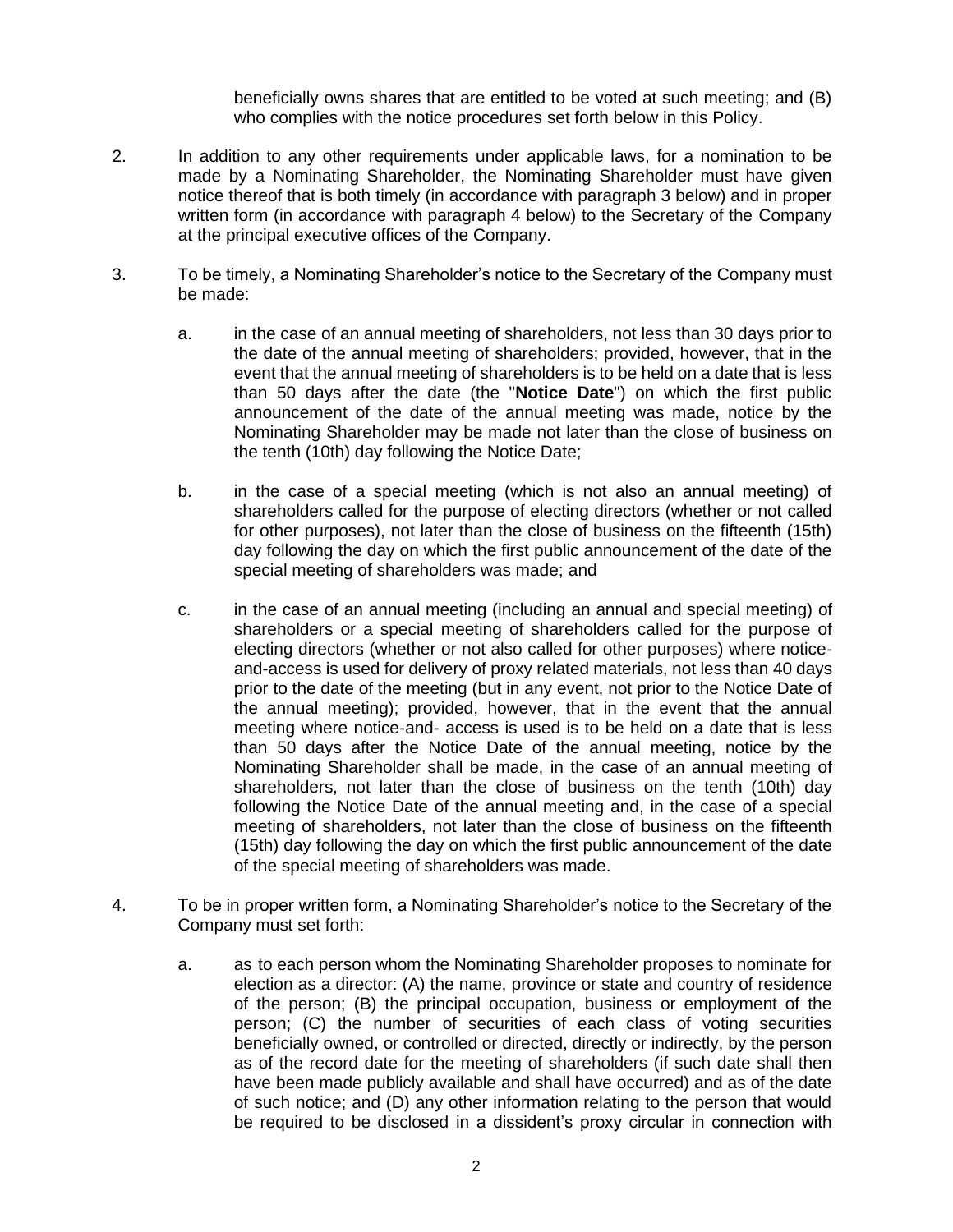beneficially owns shares that are entitled to be voted at such meeting; and (B) who complies with the notice procedures set forth below in this Policy.

2. In addition to any other requirements under applicable laws, for a nomination to be made by a Nominating Shareholder, the Nominating Shareholder must have given notice thereof that is both timely (in accordance with paragraph 3 below) and in proper written form (in accordance with paragraph 4 below) to the Secretary of the Company at the principal executive offices of the Company.

3. To be timely, a Nominating Shareholder's notice to the Secretary of the Company must be made:

   a. in the case of an annual meeting of shareholders, not less than 30 days prior to the date of the annual meeting of shareholders; provided, however, that in the event that the annual meeting of shareholders is to be held on a date that is less than 50 days after the date (the "**Notice Date**") on which the first public announcement of the date of the annual meeting was made, notice by the Nominating Shareholder may be made not later than the close of business on the tenth (10th) day following the Notice Date;

   b. in the case of a special meeting (which is not also an annual meeting) of shareholders called for the purpose of electing directors (whether or not called for other purposes), not later than the close of business on the fifteenth (15th) day following the day on which the first public announcement of the date of the special meeting of shareholders was made; and

   c. in the case of an annual meeting (including an annual and special meeting) of shareholders or a special meeting of shareholders called for the purpose of electing directors (whether or not also called for other purposes) where notice-and-access is used for delivery of proxy related materials, not less than 40 days prior to the date of the meeting (but in any event, not prior to the Notice Date of the annual meeting); provided, however, that in the event that the annual meeting where notice-and- access is used is to be held on a date that is less than 50 days after the Notice Date of the annual meeting, notice by the Nominating Shareholder shall be made, in the case of an annual meeting of shareholders, not later than the close of business on the tenth (10th) day following the Notice Date of the annual meeting and, in the case of a special meeting of shareholders, not later than the close of business on the fifteenth (15th) day following the day on which the first public announcement of the date of the special meeting of shareholders was made.

4. To be in proper written form, a Nominating Shareholder's notice to the Secretary of the Company must set forth:

   a. as to each person whom the Nominating Shareholder proposes to nominate for election as a director: (A) the name, province or state and country of residence of the person; (B) the principal occupation, business or employment of the person; (C) the number of securities of each class of voting securities beneficially owned, or controlled or directed, directly or indirectly, by the person as of the record date for the meeting of shareholders (if such date shall then have been made publicly available and shall have occurred) and as of the date of such notice; and (D) any other information relating to the person that would be required to be disclosed in a dissident's proxy circular in connection with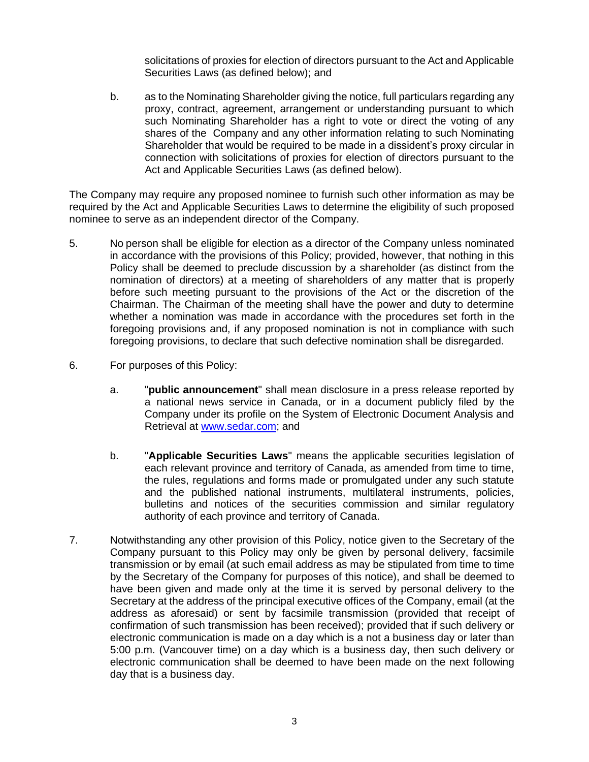solicitations of proxies for election of directors pursuant to the Act and Applicable Securities Laws (as defined below); and

b. as to the Nominating Shareholder giving the notice, full particulars regarding any proxy, contract, agreement, arrangement or understanding pursuant to which such Nominating Shareholder has a right to vote or direct the voting of any shares of the Company and any other information relating to such Nominating Shareholder that would be required to be made in a dissident's proxy circular in connection with solicitations of proxies for election of directors pursuant to the Act and Applicable Securities Laws (as defined below).

The Company may require any proposed nominee to furnish such other information as may be required by the Act and Applicable Securities Laws to determine the eligibility of such proposed nominee to serve as an independent director of the Company.

5. No person shall be eligible for election as a director of the Company unless nominated in accordance with the provisions of this Policy; provided, however, that nothing in this Policy shall be deemed to preclude discussion by a shareholder (as distinct from the nomination of directors) at a meeting of shareholders of any matter that is properly before such meeting pursuant to the provisions of the Act or the discretion of the Chairman. The Chairman of the meeting shall have the power and duty to determine whether a nomination was made in accordance with the procedures set forth in the foregoing provisions and, if any proposed nomination is not in compliance with such foregoing provisions, to declare that such defective nomination shall be disregarded.

6. For purposes of this Policy:

   a. "**public announcement**" shall mean disclosure in a press release reported by a national news service in Canada, or in a document publicly filed by the Company under its profile on the System of Electronic Document Analysis and Retrieval at [www.sedar.com](http://www.sedar.com); and

   b. "**Applicable Securities Laws**" means the applicable securities legislation of each relevant province and territory of Canada, as amended from time to time, the rules, regulations and forms made or promulgated under any such statute and the published national instruments, multilateral instruments, policies, bulletins and notices of the securities commission and similar regulatory authority of each province and territory of Canada.

7. Notwithstanding any other provision of this Policy, notice given to the Secretary of the Company pursuant to this Policy may only be given by personal delivery, facsimile transmission or by email (at such email address as may be stipulated from time to time by the Secretary of the Company for purposes of this notice), and shall be deemed to have been given and made only at the time it is served by personal delivery to the Secretary at the address of the principal executive offices of the Company, email (at the address as aforesaid) or sent by facsimile transmission (provided that receipt of confirmation of such transmission has been received); provided that if such delivery or electronic communication is made on a day which is a not a business day or later than 5:00 p.m. (Vancouver time) on a day which is a business day, then such delivery or electronic communication shall be deemed to have been made on the next following day that is a business day.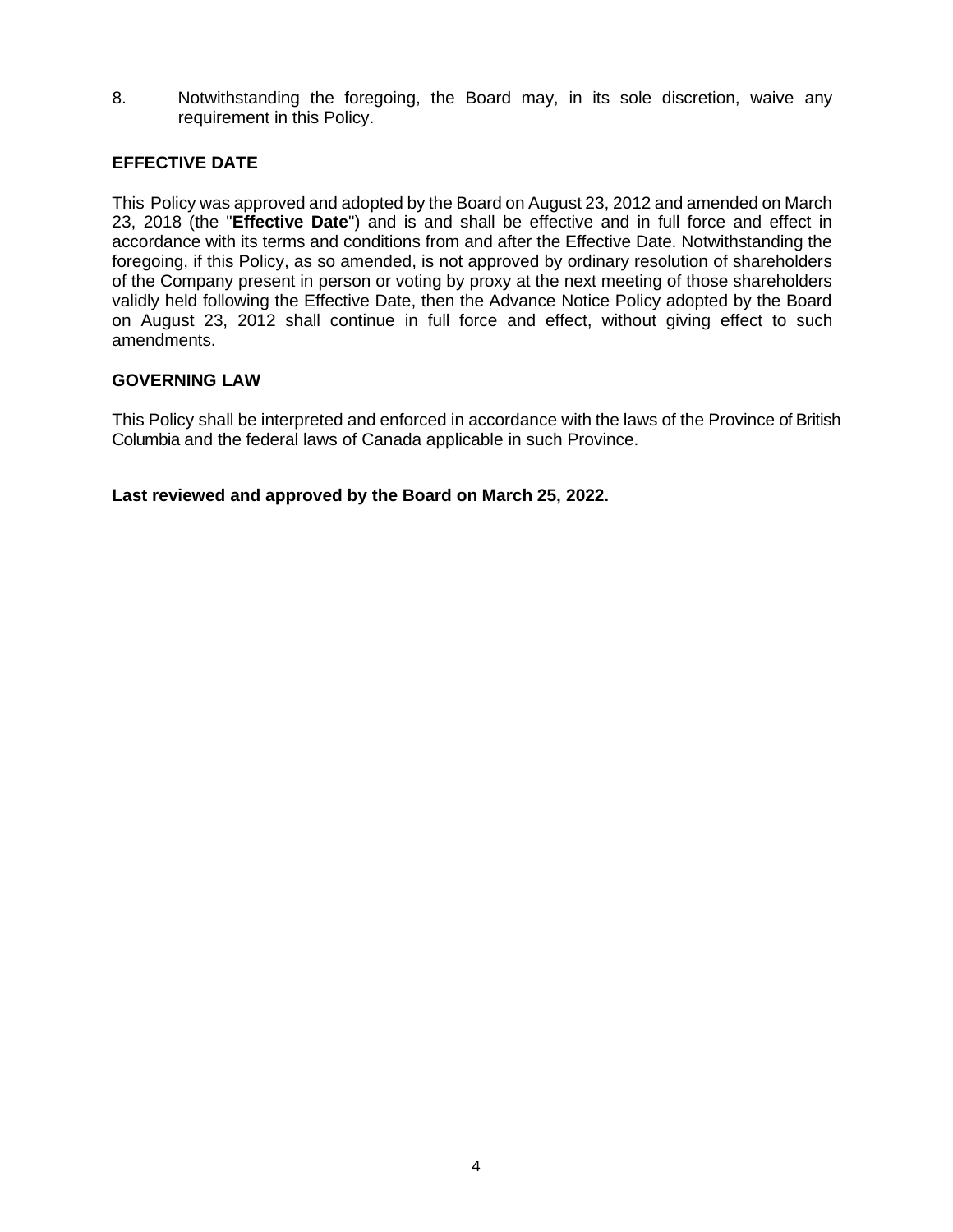8. Notwithstanding the foregoing, the Board may, in its sole discretion, waive any requirement in this Policy.

## EFFECTIVE DATE

This Policy was approved and adopted by the Board on August 23, 2012 and amended on March 23, 2018 (the "**Effective Date**") and is and shall be effective and in full force and effect in accordance with its terms and conditions from and after the Effective Date. Notwithstanding the foregoing, if this Policy, as so amended, is not approved by ordinary resolution of shareholders of the Company present in person or voting by proxy at the next meeting of those shareholders validly held following the Effective Date, then the Advance Notice Policy adopted by the Board on August 23, 2012 shall continue in full force and effect, without giving effect to such amendments.

## GOVERNING LAW

This Policy shall be interpreted and enforced in accordance with the laws of the Province of British Columbia and the federal laws of Canada applicable in such Province.

**Last reviewed and approved by the Board on March 25, 2022.**